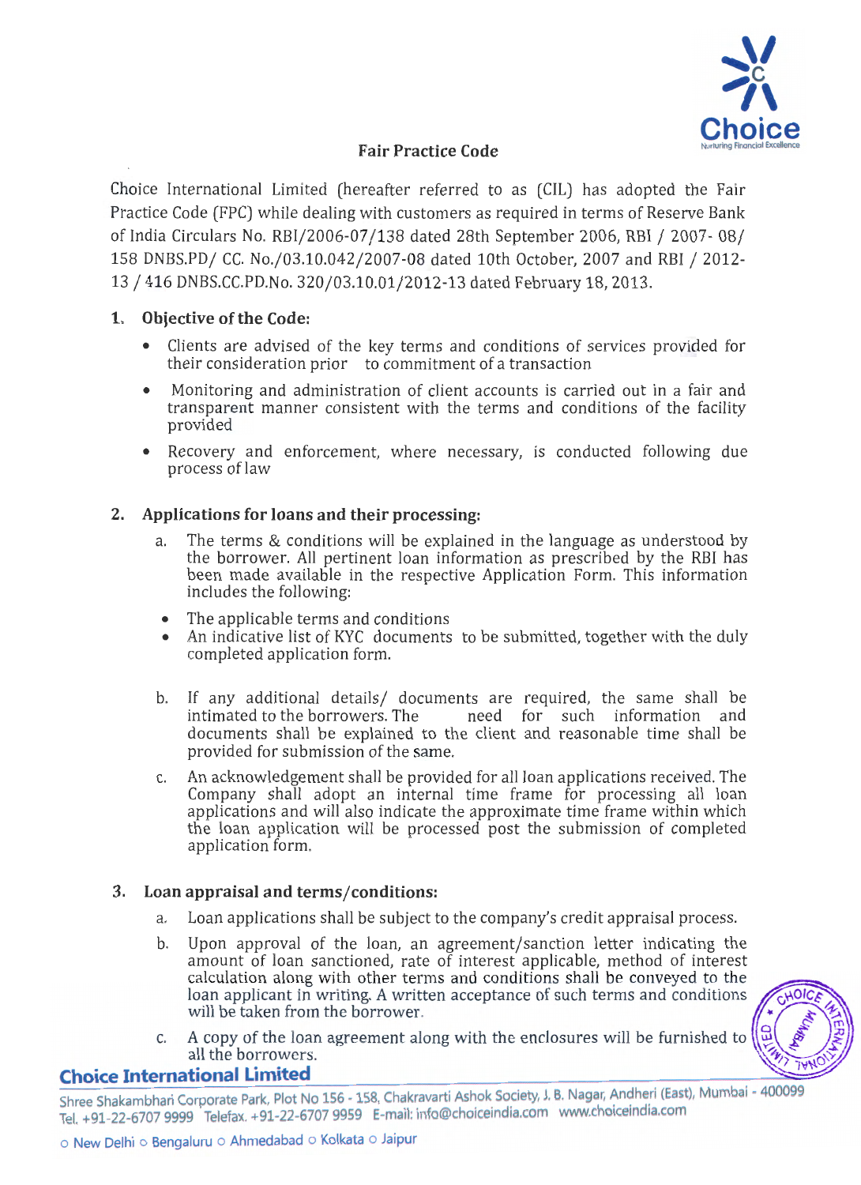# Fair Practice Code

Choice International Limited (hereafter referred to as (CIL) has adopted the Fair Practice Code (FPC) while dealing with customers as required in terms of Reserve Bank of India Circulars No. RBI/2006-07/138 dated 28th September 2006, RBI / 2007- 08/ 158 DNBS.PD/ CC. No./03.10.042/2007-08 dated 10th October, 2007 and RBI / 2012-13 / 416 DNBS.CC.PD.No. 320/03.10.01/2012-13 dated February 18, 2013.

## 1. Objective of the Code:

- Clients are advised of the key terms and conditions of services provided for their consideration prior to commitment of a transaction
- Monitoring and administration of client accounts is carried out in a fair and transparent manner consistent with the terms and conditions of the facility provided
- Recovery and enforcement, where necessary, is conducted following due process of law

## 2. Applications for loans and their processing:

a. The terms & conditions will be explained in the language as understood by the borrower. All pertinent loan information as prescribed by the RBI has been made available in the respective Application Form. This information includes the following:

- The applicable terms and conditions
- An indicative list of KYC documents to be submitted, together with the duly completed application form.

b. If any additional details/ documents are required, the same shall be intimated to the borrowers. The need for such information and documents shall be explained to the client and reasonable time shall be provided for submission of the same.

c. An acknowledgement shall be provided for all loan applications received. The Company shall adopt an internal time frame for processing all loan applications and will also indicate the approximate time frame within which the loan application will be processed post the submission of completed application form.

## 3. Loan appraisal and terms/conditions:

a. Loan applications shall be subject to the company's credit appraisal process.

b. Upon approval of the loan, an agreement/sanction letter indicating the amount of loan sanctioned, rate of interest applicable, method of interest calculation along with other terms and conditions shall be conveyed to the loan applicant in writing. A written acceptance of such terms and conditions will be taken from the borrower.

c. A copy of the loan agreement along with the enclosures will be furnished to all the borrowers.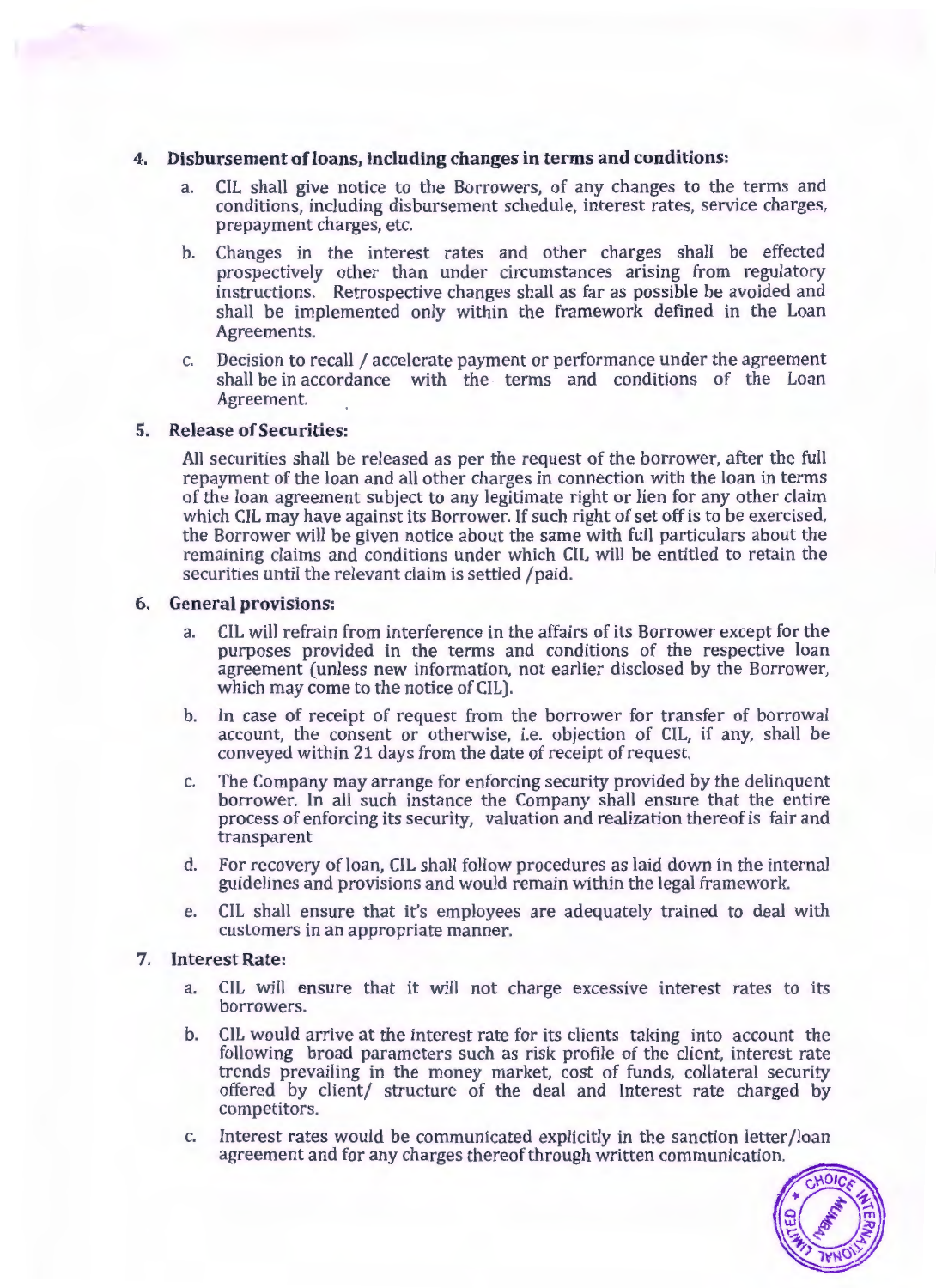4. **Disbursement of loans, including changes in terms and conditions:**

    a. CIL shall give notice to the Borrowers, of any changes to the terms and conditions, including disbursement schedule, interest rates, service charges, prepayment charges, etc.

    b. Changes in the interest rates and other charges shall be effected prospectively other than under circumstances arising from regulatory instructions. Retrospective changes shall as far as possible be avoided and shall be implemented only within the framework defined in the Loan Agreements.

    c. Decision to recall / accelerate payment or performance under the agreement shall be in accordance with the terms and conditions of the Loan Agreement.

5. **Release of Securities:**

    All securities shall be released as per the request of the borrower, after the full repayment of the loan and all other charges in connection with the loan in terms of the loan agreement subject to any legitimate right or lien for any other claim which CIL may have against its Borrower. If such right of set off is to be exercised, the Borrower will be given notice about the same with full particulars about the remaining claims and conditions under which CIL will be entitled to retain the securities until the relevant claim is settled /paid.

6. **General provisions:**

    a. CIL will refrain from interference in the affairs of its Borrower except for the purposes provided in the terms and conditions of the respective loan agreement (unless new information, not earlier disclosed by the Borrower, which may come to the notice of CIL).

    b. In case of receipt of request from the borrower for transfer of borrowal account, the consent or otherwise, i.e. objection of CIL, if any, shall be conveyed within 21 days from the date of receipt of request.

    c. The Company may arrange for enforcing security provided by the delinquent borrower. In all such instance the Company shall ensure that the entire process of enforcing its security, valuation and realization thereof is fair and transparent

    d. For recovery of loan, CIL shall follow procedures as laid down in the internal guidelines and provisions and would remain within the legal framework.

    e. CIL shall ensure that it's employees are adequately trained to deal with customers in an appropriate manner.

7. **Interest Rate:**

    a. CIL will ensure that it will not charge excessive interest rates to its borrowers.

    b. CIL would arrive at the interest rate for its clients taking into account the following broad parameters such as risk profile of the client, interest rate trends prevailing in the money market, cost of funds, collateral security offered by client/ structure of the deal and Interest rate charged by competitors.

    c. Interest rates would be communicated explicitly in the sanction letter/loan agreement and for any charges thereof through written communication.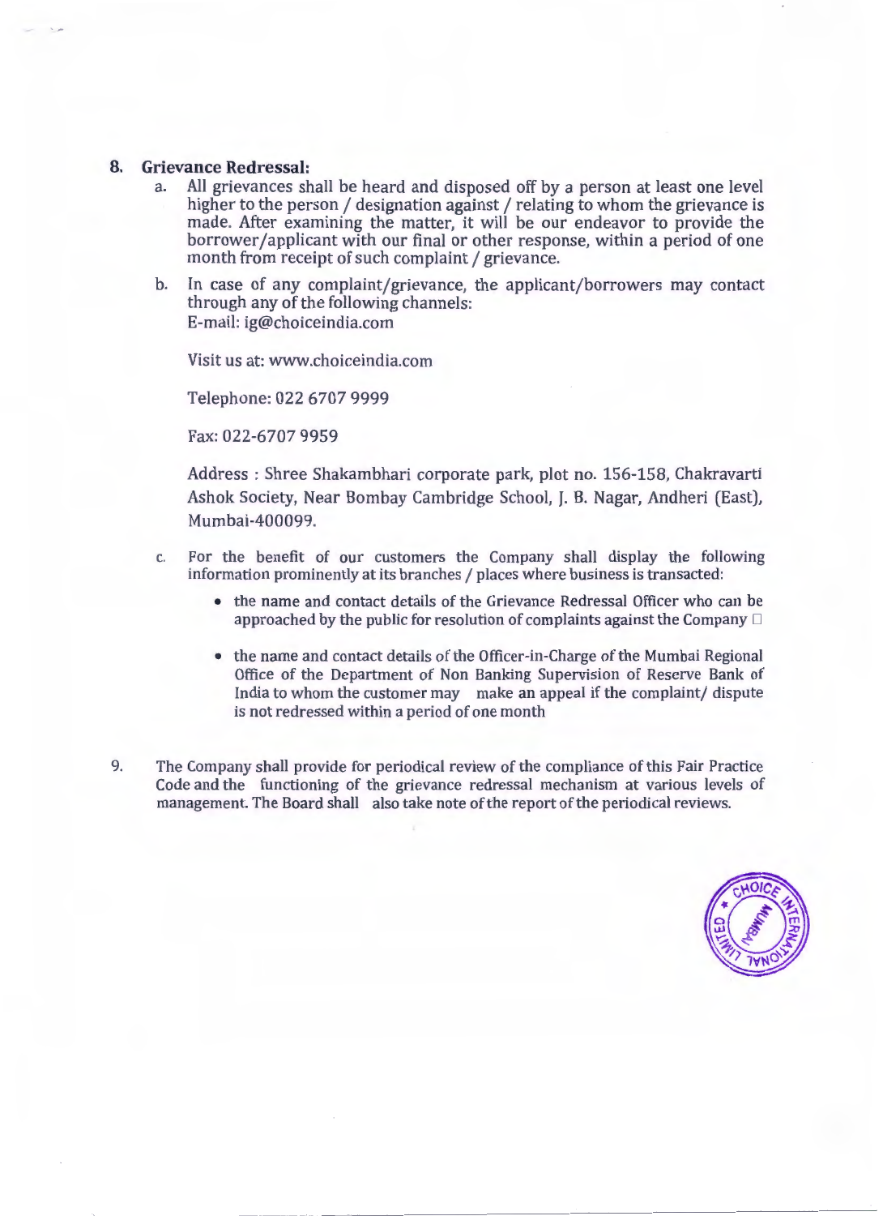## 8. Grievance Redressal:

a. All grievances shall be heard and disposed off by a person at least one level higher to the person / designation against / relating to whom the grievance is made. After examining the matter, it will be our endeavor to provide the borrower/applicant with our final or other response, within a period of one month from receipt of such complaint / grievance.

b. In case of any complaint/grievance, the applicant/borrowers may contact through any of the following channels:
   E-mail: ig@choiceindia.com

   Visit us at: www.choiceindia.com

   Telephone: 022 6707 9999

   Fax: 022-6707 9959

   Address : Shree Shakambhari corporate park, plot no. 156-158, Chakravarti Ashok Society, Near Bombay Cambridge School, J. B. Nagar, Andheri (East), Mumbai-400099.

c. For the benefit of our customers the Company shall display the following information prominently at its branches / places where business is transacted:

   - the name and contact details of the Grievance Redressal Officer who can be approached by the public for resolution of complaints against the Company
   - the name and contact details of the Officer-in-Charge of the Mumbai Regional Office of the Department of Non Banking Supervision of Reserve Bank of India to whom the customer may make an appeal if the complaint/ dispute is not redressed within a period of one month

9. The Company shall provide for periodical review of the compliance of this Fair Practice Code and the functioning of the grievance redressal mechanism at various levels of management. The Board shall also take note of the report of the periodical reviews.